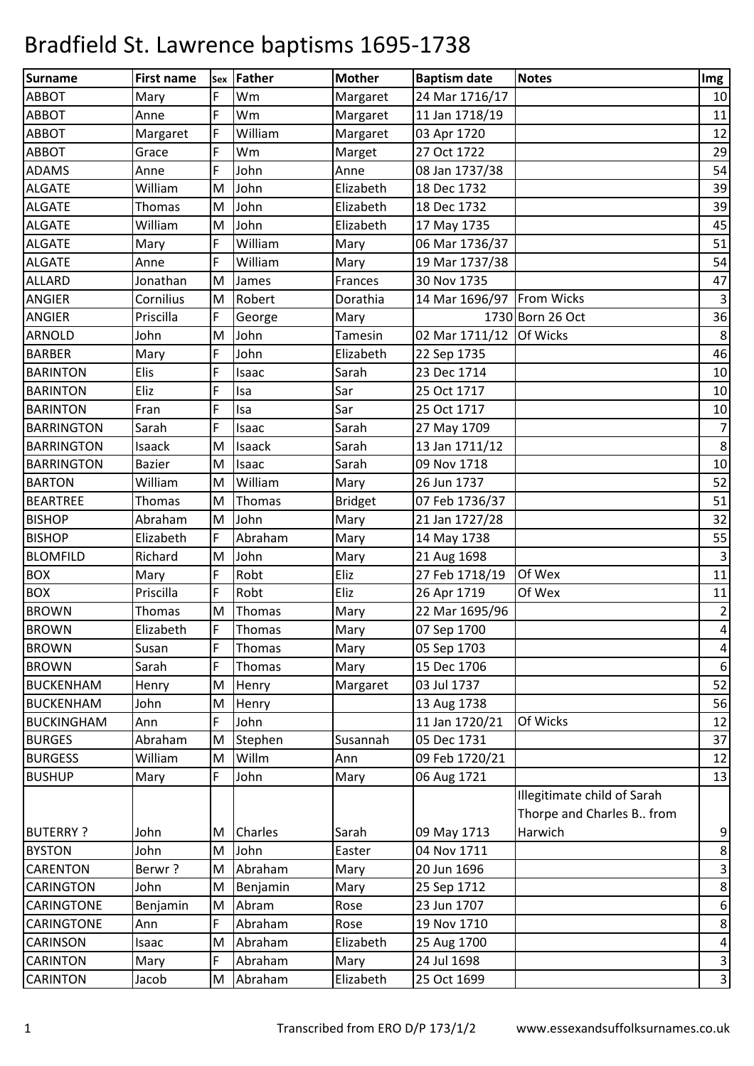# Bradfield St. Lawrence baptisms 1695-1738

| Surname | First name | Sex | Father | Mother | Baptism date | Notes | Img |
|---|---|---|---|---|---|---|---|
| ABBOT | Mary | F | Wm | Margaret | 24 Mar 1716/17 | | 10 |
| ABBOT | Anne | F | Wm | Margaret | 11 Jan 1718/19 | | 11 |
| ABBOT | Margaret | F | William | Margaret | 03 Apr 1720 | | 12 |
| ABBOT | Grace | F | Wm | Marget | 27 Oct 1722 | | 29 |
| ADAMS | Anne | F | John | Anne | 08 Jan 1737/38 | | 54 |
| ALGATE | William | M | John | Elizabeth | 18 Dec 1732 | | 39 |
| ALGATE | Thomas | M | John | Elizabeth | 18 Dec 1732 | | 39 |
| ALGATE | William | M | John | Elizabeth | 17 May 1735 | | 45 |
| ALGATE | Mary | F | William | Mary | 06 Mar 1736/37 | | 51 |
| ALGATE | Anne | F | William | Mary | 19 Mar 1737/38 | | 54 |
| ALLARD | Jonathan | M | James | Frances | 30 Nov 1735 | | 47 |
| ANGIER | Cornilius | M | Robert | Dorathia | 14 Mar 1696/97 | From Wicks | 3 |
| ANGIER | Priscilla | F | George | Mary | 1730 | Born 26 Oct | 36 |
| ARNOLD | John | M | John | Tamesin | 02 Mar 1711/12 | Of Wicks | 8 |
| BARBER | Mary | F | John | Elizabeth | 22 Sep 1735 | | 46 |
| BARINTON | Elis | F | Isaac | Sarah | 23 Dec 1714 | | 10 |
| BARINTON | Eliz | F | Isa | Sar | 25 Oct 1717 | | 10 |
| BARINTON | Fran | F | Isa | Sar | 25 Oct 1717 | | 10 |
| BARRINGTON | Sarah | F | Isaac | Sarah | 27 May 1709 | | 7 |
| BARRINGTON | Isaack | M | Isaack | Sarah | 13 Jan 1711/12 | | 8 |
| BARRINGTON | Bazier | M | Isaac | Sarah | 09 Nov 1718 | | 10 |
| BARTON | William | M | William | Mary | 26 Jun 1737 | | 52 |
| BEARTREE | Thomas | M | Thomas | Bridget | 07 Feb 1736/37 | | 51 |
| BISHOP | Abraham | M | John | Mary | 21 Jan 1727/28 | | 32 |
| BISHOP | Elizabeth | F | Abraham | Mary | 14 May 1738 | | 55 |
| BLOMFILD | Richard | M | John | Mary | 21 Aug 1698 | | 3 |
| BOX | Mary | F | Robt | Eliz | 27 Feb 1718/19 | Of Wex | 11 |
| BOX | Priscilla | F | Robt | Eliz | 26 Apr 1719 | Of Wex | 11 |
| BROWN | Thomas | M | Thomas | Mary | 22 Mar 1695/96 | | 2 |
| BROWN | Elizabeth | F | Thomas | Mary | 07 Sep 1700 | | 4 |
| BROWN | Susan | F | Thomas | Mary | 05 Sep 1703 | | 4 |
| BROWN | Sarah | F | Thomas | Mary | 15 Dec 1706 | | 6 |
| BUCKENHAM | Henry | M | Henry | Margaret | 03 Jul 1737 | | 52 |
| BUCKENHAM | John | M | Henry | | 13 Aug 1738 | | 56 |
| BUCKINGHAM | Ann | F | John | | 11 Jan 1720/21 | Of Wicks | 12 |
| BURGES | Abraham | M | Stephen | Susannah | 05 Dec 1731 | | 37 |
| BURGESS | William | M | Willm | Ann | 09 Feb 1720/21 | | 12 |
| BUSHUP | Mary | F | John | Mary | 06 Aug 1721 | | 13 |
| BUTERRY ? | John | M | Charles | Sarah | 09 May 1713 | Illegitimate child of Sarah Thorpe and Charles B.. from Harwich | 9 |
| BYSTON | John | M | John | Easter | 04 Nov 1711 | | 8 |
| CARENTON | Berwr ? | M | Abraham | Mary | 20 Jun 1696 | | 3 |
| CARINGTON | John | M | Benjamin | Mary | 25 Sep 1712 | | 8 |
| CARINGTONE | Benjamin | M | Abram | Rose | 23 Jun 1707 | | 6 |
| CARINGTONE | Ann | F | Abraham | Rose | 19 Nov 1710 | | 8 |
| CARINSON | Isaac | M | Abraham | Elizabeth | 25 Aug 1700 | | 4 |
| CARINTON | Mary | F | Abraham | Mary | 24 Jul 1698 | | 3 |
| CARINTON | Jacob | M | Abraham | Elizabeth | 25 Oct 1699 | | 3 |

Transcribed from ERO D/P 173/1/2 www.essexandsuffolksurnames.co.uk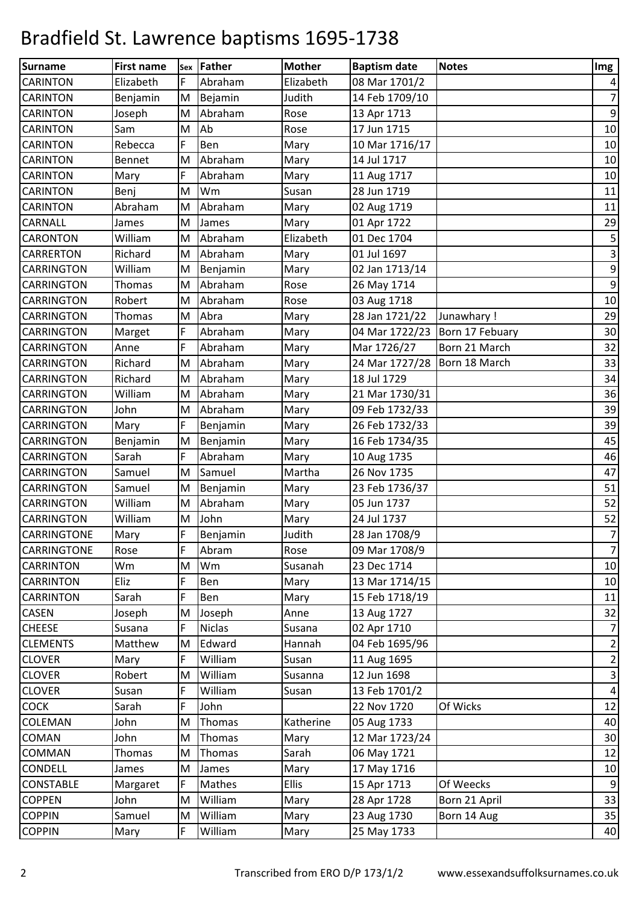# Bradfield St. Lawrence baptisms 1695-1738

| Surname | First name | Sex | Father | Mother | Baptism date | Notes | Img |
|---|---|---|---|---|---|---|---|
| CARINTON | Elizabeth | F | Abraham | Elizabeth | 08 Mar 1701/2 | | 4 |
| CARINTON | Benjamin | M | Bejamin | Judith | 14 Feb 1709/10 | | 7 |
| CARINTON | Joseph | M | Abraham | Rose | 13 Apr 1713 | | 9 |
| CARINTON | Sam | M | Ab | Rose | 17 Jun 1715 | | 10 |
| CARINTON | Rebecca | F | Ben | Mary | 10 Mar 1716/17 | | 10 |
| CARINTON | Bennet | M | Abraham | Mary | 14 Jul 1717 | | 10 |
| CARINTON | Mary | F | Abraham | Mary | 11 Aug 1717 | | 10 |
| CARINTON | Benj | M | Wm | Susan | 28 Jun 1719 | | 11 |
| CARINTON | Abraham | M | Abraham | Mary | 02 Aug 1719 | | 11 |
| CARNALL | James | M | James | Mary | 01 Apr 1722 | | 29 |
| CARONTON | William | M | Abraham | Elizabeth | 01 Dec 1704 | | 5 |
| CARRERTON | Richard | M | Abraham | Mary | 01 Jul 1697 | | 3 |
| CARRINGTON | William | M | Benjamin | Mary | 02 Jan 1713/14 | | 9 |
| CARRINGTON | Thomas | M | Abraham | Rose | 26 May 1714 | | 9 |
| CARRINGTON | Robert | M | Abraham | Rose | 03 Aug 1718 | | 10 |
| CARRINGTON | Thomas | M | Abra | Mary | 28 Jan 1721/22 | Junawhary ! | 29 |
| CARRINGTON | Marget | F | Abraham | Mary | 04 Mar 1722/23 | Born 17 Febuary | 30 |
| CARRINGTON | Anne | F | Abraham | Mary | Mar 1726/27 | Born 21 March | 32 |
| CARRINGTON | Richard | M | Abraham | Mary | 24 Mar 1727/28 | Born 18 March | 33 |
| CARRINGTON | Richard | M | Abraham | Mary | 18 Jul 1729 | | 34 |
| CARRINGTON | William | M | Abraham | Mary | 21 Mar 1730/31 | | 36 |
| CARRINGTON | John | M | Abraham | Mary | 09 Feb 1732/33 | | 39 |
| CARRINGTON | Mary | F | Benjamin | Mary | 26 Feb 1732/33 | | 39 |
| CARRINGTON | Benjamin | M | Benjamin | Mary | 16 Feb 1734/35 | | 45 |
| CARRINGTON | Sarah | F | Abraham | Mary | 10 Aug 1735 | | 46 |
| CARRINGTON | Samuel | M | Samuel | Martha | 26 Nov 1735 | | 47 |
| CARRINGTON | Samuel | M | Benjamin | Mary | 23 Feb 1736/37 | | 51 |
| CARRINGTON | William | M | Abraham | Mary | 05 Jun 1737 | | 52 |
| CARRINGTON | William | M | John | Mary | 24 Jul 1737 | | 52 |
| CARRINGTONE | Mary | F | Benjamin | Judith | 28 Jan 1708/9 | | 7 |
| CARRINGTONE | Rose | F | Abram | Rose | 09 Mar 1708/9 | | 7 |
| CARRINTON | Wm | M | Wm | Susanah | 23 Dec 1714 | | 10 |
| CARRINTON | Eliz | F | Ben | Mary | 13 Mar 1714/15 | | 10 |
| CARRINTON | Sarah | F | Ben | Mary | 15 Feb 1718/19 | | 11 |
| CASEN | Joseph | M | Joseph | Anne | 13 Aug 1727 | | 32 |
| CHEESE | Susana | F | Niclas | Susana | 02 Apr 1710 | | 7 |
| CLEMENTS | Matthew | M | Edward | Hannah | 04 Feb 1695/96 | | 2 |
| CLOVER | Mary | F | William | Susan | 11 Aug 1695 | | 2 |
| CLOVER | Robert | M | William | Susanna | 12 Jun 1698 | | 3 |
| CLOVER | Susan | F | William | Susan | 13 Feb 1701/2 | | 4 |
| COCK | Sarah | F | John | | 22 Nov 1720 | Of Wicks | 12 |
| COLEMAN | John | M | Thomas | Katherine | 05 Aug 1733 | | 40 |
| COMAN | John | M | Thomas | Mary | 12 Mar 1723/24 | | 30 |
| COMMAN | Thomas | M | Thomas | Sarah | 06 May 1721 | | 12 |
| CONDELL | James | M | James | Mary | 17 May 1716 | | 10 |
| CONSTABLE | Margaret | F | Mathes | Ellis | 15 Apr 1713 | Of Weecks | 9 |
| COPPEN | John | M | William | Mary | 28 Apr 1728 | Born 21 April | 33 |
| COPPIN | Samuel | M | William | Mary | 23 Aug 1730 | Born 14 Aug | 35 |
| COPPIN | Mary | F | William | Mary | 25 May 1733 | | 40 |

Transcribed from ERO D/P 173/1/2 www.essexandsuffolksurnames.co.uk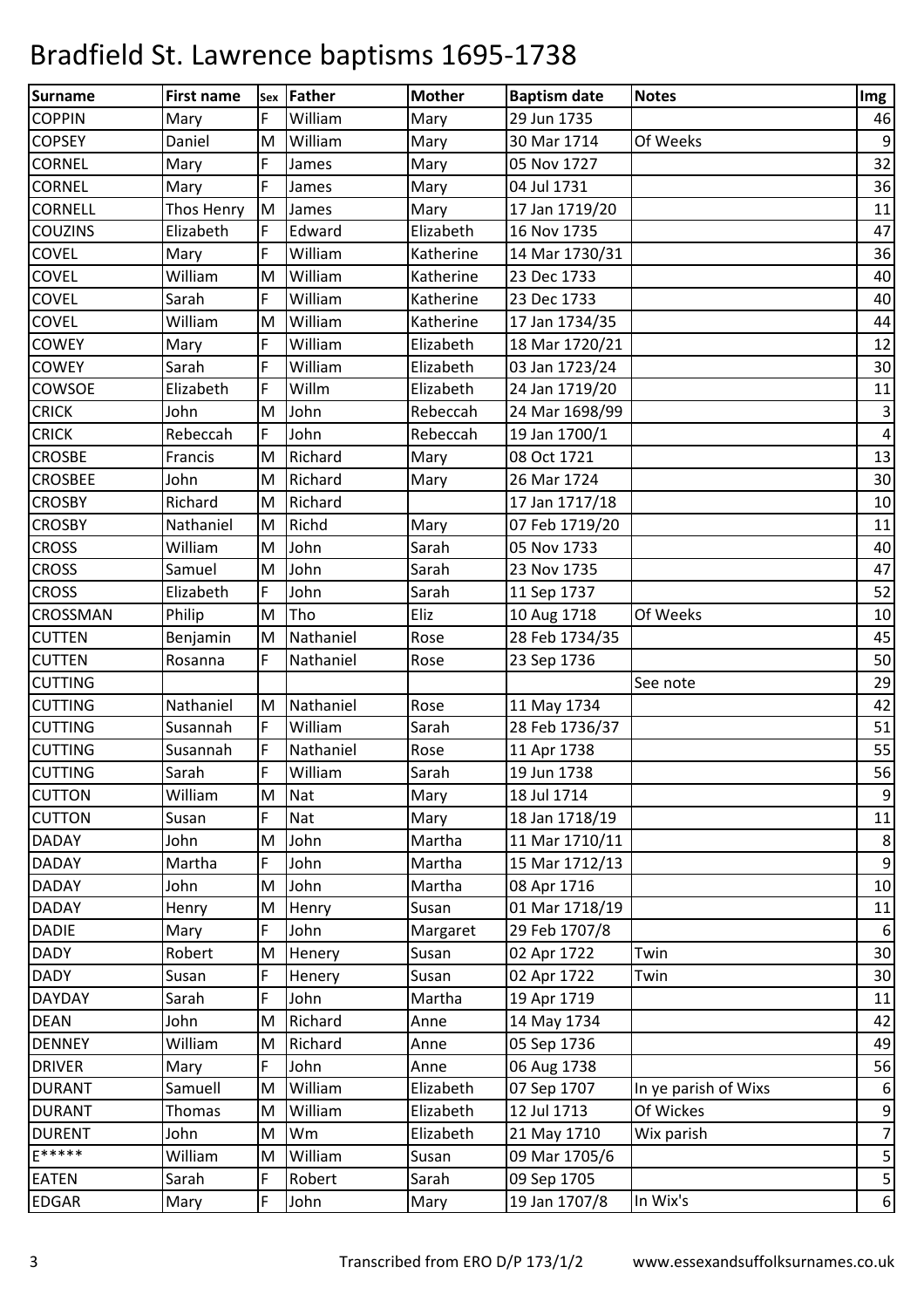# Bradfield St. Lawrence baptisms 1695-1738

| Surname | First name | Sex | Father | Mother | Baptism date | Notes | Img |
|---|---|---|---|---|---|---|---|
| COPPIN | Mary | F | William | Mary | 29 Jun 1735 | | 46 |
| COPSEY | Daniel | M | William | Mary | 30 Mar 1714 | Of Weeks | 9 |
| CORNEL | Mary | F | James | Mary | 05 Nov 1727 | | 32 |
| CORNEL | Mary | F | James | Mary | 04 Jul 1731 | | 36 |
| CORNELL | Thos Henry | M | James | Mary | 17 Jan 1719/20 | | 11 |
| COUZINS | Elizabeth | F | Edward | Elizabeth | 16 Nov 1735 | | 47 |
| COVEL | Mary | F | William | Katherine | 14 Mar 1730/31 | | 36 |
| COVEL | William | M | William | Katherine | 23 Dec 1733 | | 40 |
| COVEL | Sarah | F | William | Katherine | 23 Dec 1733 | | 40 |
| COVEL | William | M | William | Katherine | 17 Jan 1734/35 | | 44 |
| COWEY | Mary | F | William | Elizabeth | 18 Mar 1720/21 | | 12 |
| COWEY | Sarah | F | William | Elizabeth | 03 Jan 1723/24 | | 30 |
| COWSOE | Elizabeth | F | Willm | Elizabeth | 24 Jan 1719/20 | | 11 |
| CRICK | John | M | John | Rebeccah | 24 Mar 1698/99 | | 3 |
| CRICK | Rebeccah | F | John | Rebeccah | 19 Jan 1700/1 | | 4 |
| CROSBE | Francis | M | Richard | Mary | 08 Oct 1721 | | 13 |
| CROSBEE | John | M | Richard | Mary | 26 Mar 1724 | | 30 |
| CROSBY | Richard | M | Richard | | 17 Jan 1717/18 | | 10 |
| CROSBY | Nathaniel | M | Richd | Mary | 07 Feb 1719/20 | | 11 |
| CROSS | William | M | John | Sarah | 05 Nov 1733 | | 40 |
| CROSS | Samuel | M | John | Sarah | 23 Nov 1735 | | 47 |
| CROSS | Elizabeth | F | John | Sarah | 11 Sep 1737 | | 52 |
| CROSSMAN | Philip | M | Tho | Eliz | 10 Aug 1718 | Of Weeks | 10 |
| CUTTEN | Benjamin | M | Nathaniel | Rose | 28 Feb 1734/35 | | 45 |
| CUTTEN | Rosanna | F | Nathaniel | Rose | 23 Sep 1736 | | 50 |
| CUTTING | | | | | | See note | 29 |
| CUTTING | Nathaniel | M | Nathaniel | Rose | 11 May 1734 | | 42 |
| CUTTING | Susannah | F | William | Sarah | 28 Feb 1736/37 | | 51 |
| CUTTING | Susannah | F | Nathaniel | Rose | 11 Apr 1738 | | 55 |
| CUTTING | Sarah | F | William | Sarah | 19 Jun 1738 | | 56 |
| CUTTON | William | M | Nat | Mary | 18 Jul 1714 | | 9 |
| CUTTON | Susan | F | Nat | Mary | 18 Jan 1718/19 | | 11 |
| DADAY | John | M | John | Martha | 11 Mar 1710/11 | | 8 |
| DADAY | Martha | F | John | Martha | 15 Mar 1712/13 | | 9 |
| DADAY | John | M | John | Martha | 08 Apr 1716 | | 10 |
| DADAY | Henry | M | Henry | Susan | 01 Mar 1718/19 | | 11 |
| DADIE | Mary | F | John | Margaret | 29 Feb 1707/8 | | 6 |
| DADY | Robert | M | Henery | Susan | 02 Apr 1722 | Twin | 30 |
| DADY | Susan | F | Henery | Susan | 02 Apr 1722 | Twin | 30 |
| DAYDAY | Sarah | F | John | Martha | 19 Apr 1719 | | 11 |
| DEAN | John | M | Richard | Anne | 14 May 1734 | | 42 |
| DENNEY | William | M | Richard | Anne | 05 Sep 1736 | | 49 |
| DRIVER | Mary | F | John | Anne | 06 Aug 1738 | | 56 |
| DURANT | Samuell | M | William | Elizabeth | 07 Sep 1707 | In ye parish of Wixs | 6 |
| DURANT | Thomas | M | William | Elizabeth | 12 Jul 1713 | Of Wickes | 9 |
| DURENT | John | M | Wm | Elizabeth | 21 May 1710 | Wix parish | 7 |
| E***** | William | M | William | Susan | 09 Mar 1705/6 | | 5 |
| EATEN | Sarah | F | Robert | Sarah | 09 Sep 1705 | | 5 |
| EDGAR | Mary | F | John | Mary | 19 Jan 1707/8 | In Wix's | 6 |

Transcribed from ERO D/P 173/1/2 www.essexandsuffolksurnames.co.uk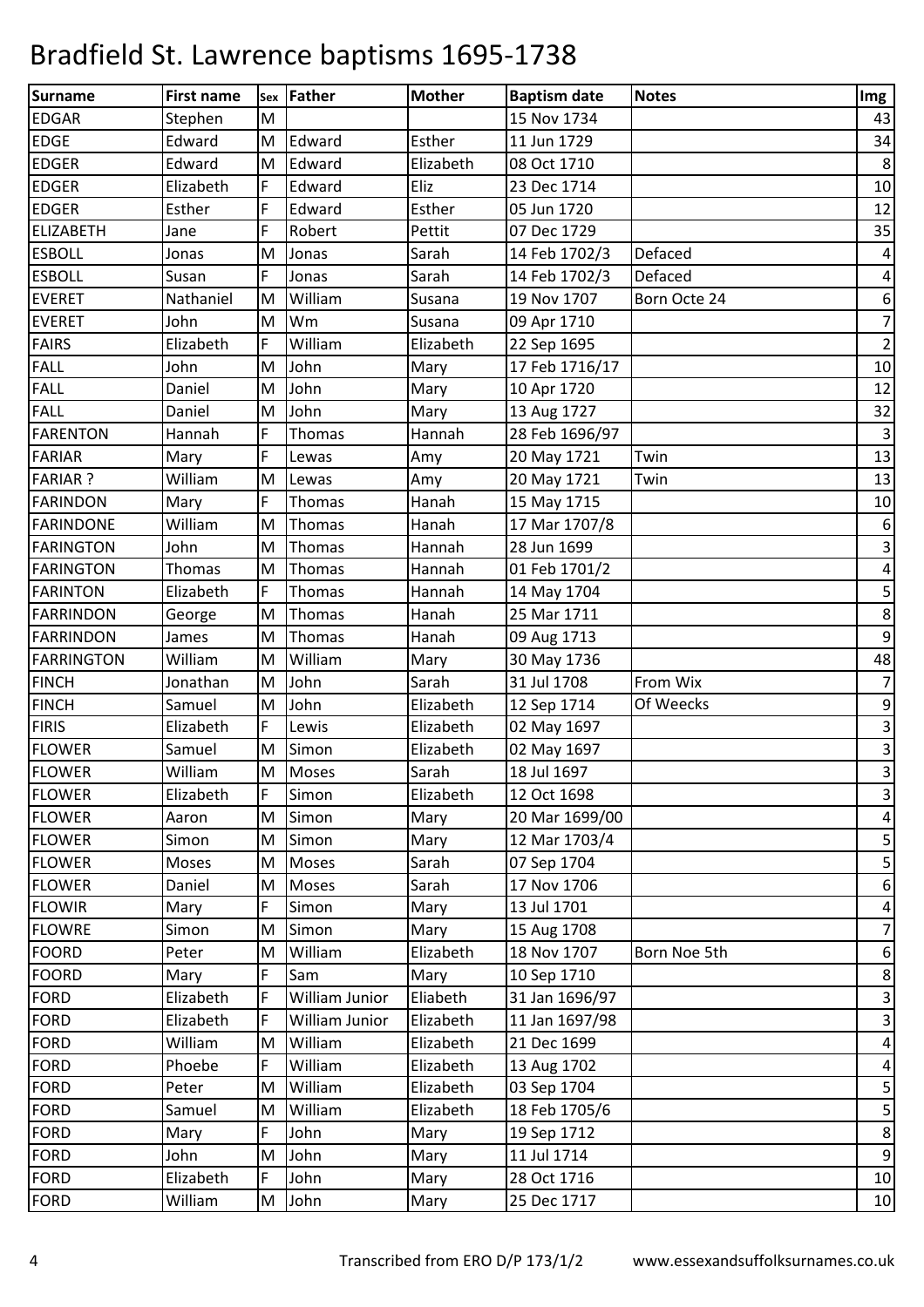# Bradfield St. Lawrence baptisms 1695-1738

| Surname | First name | Sex | Father | Mother | Baptism date | Notes | Img |
|---|---|---|---|---|---|---|---|
| EDGAR | Stephen | M | | | 15 Nov 1734 | | 43 |
| EDGE | Edward | M | Edward | Esther | 11 Jun 1729 | | 34 |
| EDGER | Edward | M | Edward | Elizabeth | 08 Oct 1710 | | 8 |
| EDGER | Elizabeth | F | Edward | Eliz | 23 Dec 1714 | | 10 |
| EDGER | Esther | F | Edward | Esther | 05 Jun 1720 | | 12 |
| ELIZABETH | Jane | F | Robert | Pettit | 07 Dec 1729 | | 35 |
| ESBOLL | Jonas | M | Jonas | Sarah | 14 Feb 1702/3 | Defaced | 4 |
| ESBOLL | Susan | F | Jonas | Sarah | 14 Feb 1702/3 | Defaced | 4 |
| EVERET | Nathaniel | M | William | Susana | 19 Nov 1707 | Born Octe 24 | 6 |
| EVERET | John | M | Wm | Susana | 09 Apr 1710 | | 7 |
| FAIRS | Elizabeth | F | William | Elizabeth | 22 Sep 1695 | | 2 |
| FALL | John | M | John | Mary | 17 Feb 1716/17 | | 10 |
| FALL | Daniel | M | John | Mary | 10 Apr 1720 | | 12 |
| FALL | Daniel | M | John | Mary | 13 Aug 1727 | | 32 |
| FARENTON | Hannah | F | Thomas | Hannah | 28 Feb 1696/97 | | 3 |
| FARIAR | Mary | F | Lewas | Amy | 20 May 1721 | Twin | 13 |
| FARIAR ? | William | M | Lewas | Amy | 20 May 1721 | Twin | 13 |
| FARINDON | Mary | F | Thomas | Hanah | 15 May 1715 | | 10 |
| FARINDONE | William | M | Thomas | Hanah | 17 Mar 1707/8 | | 6 |
| FARINGTON | John | M | Thomas | Hannah | 28 Jun 1699 | | 3 |
| FARINGTON | Thomas | M | Thomas | Hannah | 01 Feb 1701/2 | | 4 |
| FARINTON | Elizabeth | F | Thomas | Hannah | 14 May 1704 | | 5 |
| FARRINDON | George | M | Thomas | Hanah | 25 Mar 1711 | | 8 |
| FARRINDON | James | M | Thomas | Hanah | 09 Aug 1713 | | 9 |
| FARRINGTON | William | M | William | Mary | 30 May 1736 | | 48 |
| FINCH | Jonathan | M | John | Sarah | 31 Jul 1708 | From Wix | 7 |
| FINCH | Samuel | M | John | Elizabeth | 12 Sep 1714 | Of Weecks | 9 |
| FIRIS | Elizabeth | F | Lewis | Elizabeth | 02 May 1697 | | 3 |
| FLOWER | Samuel | M | Simon | Elizabeth | 02 May 1697 | | 3 |
| FLOWER | William | M | Moses | Sarah | 18 Jul 1697 | | 3 |
| FLOWER | Elizabeth | F | Simon | Elizabeth | 12 Oct 1698 | | 3 |
| FLOWER | Aaron | M | Simon | Mary | 20 Mar 1699/00 | | 4 |
| FLOWER | Simon | M | Simon | Mary | 12 Mar 1703/4 | | 5 |
| FLOWER | Moses | M | Moses | Sarah | 07 Sep 1704 | | 5 |
| FLOWER | Daniel | M | Moses | Sarah | 17 Nov 1706 | | 6 |
| FLOWIR | Mary | F | Simon | Mary | 13 Jul 1701 | | 4 |
| FLOWRE | Simon | M | Simon | Mary | 15 Aug 1708 | | 7 |
| FOORD | Peter | M | William | Elizabeth | 18 Nov 1707 | Born Noe 5th | 6 |
| FOORD | Mary | F | Sam | Mary | 10 Sep 1710 | | 8 |
| FORD | Elizabeth | F | William Junior | Eliabeth | 31 Jan 1696/97 | | 3 |
| FORD | Elizabeth | F | William Junior | Elizabeth | 11 Jan 1697/98 | | 3 |
| FORD | William | M | William | Elizabeth | 21 Dec 1699 | | 4 |
| FORD | Phoebe | F | William | Elizabeth | 13 Aug 1702 | | 4 |
| FORD | Peter | M | William | Elizabeth | 03 Sep 1704 | | 5 |
| FORD | Samuel | M | William | Elizabeth | 18 Feb 1705/6 | | 5 |
| FORD | Mary | F | John | Mary | 19 Sep 1712 | | 8 |
| FORD | John | M | John | Mary | 11 Jul 1714 | | 9 |
| FORD | Elizabeth | F | John | Mary | 28 Oct 1716 | | 10 |
| FORD | William | M | John | Mary | 25 Dec 1717 | | 10 |

Transcribed from ERO D/P 173/1/2 www.essexandsuffolksurnames.co.uk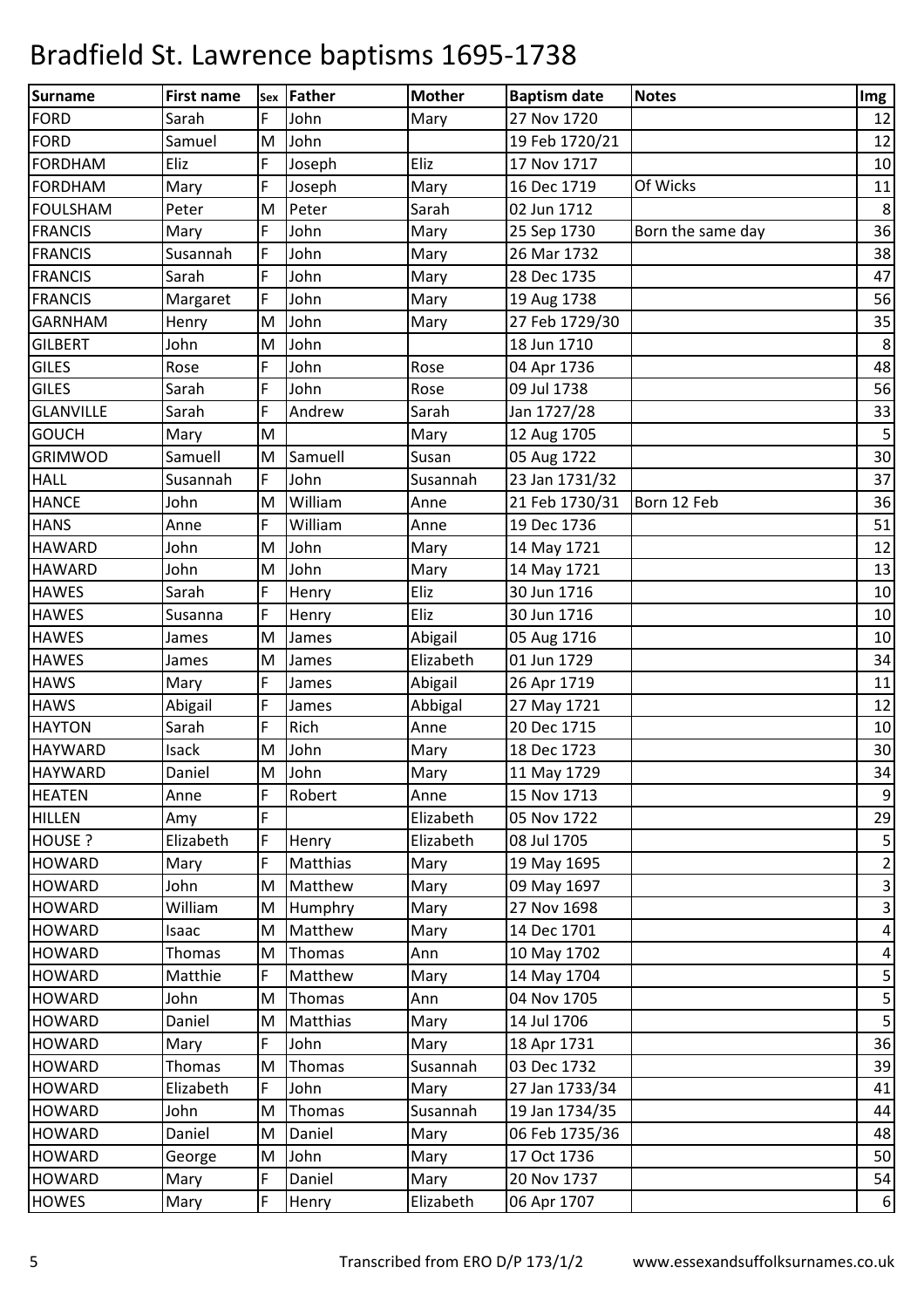# Bradfield St. Lawrence baptisms 1695-1738

| Surname | First name | Sex | Father | Mother | Baptism date | Notes | Img |
|---|---|---|---|---|---|---|---|
| FORD | Sarah | F | John | Mary | 27 Nov 1720 | | 12 |
| FORD | Samuel | M | John | | 19 Feb 1720/21 | | 12 |
| FORDHAM | Eliz | F | Joseph | Eliz | 17 Nov 1717 | | 10 |
| FORDHAM | Mary | F | Joseph | Mary | 16 Dec 1719 | Of Wicks | 11 |
| FOULSHAM | Peter | M | Peter | Sarah | 02 Jun 1712 | | 8 |
| FRANCIS | Mary | F | John | Mary | 25 Sep 1730 | Born the same day | 36 |
| FRANCIS | Susannah | F | John | Mary | 26 Mar 1732 | | 38 |
| FRANCIS | Sarah | F | John | Mary | 28 Dec 1735 | | 47 |
| FRANCIS | Margaret | F | John | Mary | 19 Aug 1738 | | 56 |
| GARNHAM | Henry | M | John | Mary | 27 Feb 1729/30 | | 35 |
| GILBERT | John | M | John | | 18 Jun 1710 | | 8 |
| GILES | Rose | F | John | Rose | 04 Apr 1736 | | 48 |
| GILES | Sarah | F | John | Rose | 09 Jul 1738 | | 56 |
| GLANVILLE | Sarah | F | Andrew | Sarah | Jan 1727/28 | | 33 |
| GOUCH | Mary | M | | Mary | 12 Aug 1705 | | 5 |
| GRIMWOD | Samuell | M | Samuell | Susan | 05 Aug 1722 | | 30 |
| HALL | Susannah | F | John | Susannah | 23 Jan 1731/32 | | 37 |
| HANCE | John | M | William | Anne | 21 Feb 1730/31 | Born 12 Feb | 36 |
| HANS | Anne | F | William | Anne | 19 Dec 1736 | | 51 |
| HAWARD | John | M | John | Mary | 14 May 1721 | | 12 |
| HAWARD | John | M | John | Mary | 14 May 1721 | | 13 |
| HAWES | Sarah | F | Henry | Eliz | 30 Jun 1716 | | 10 |
| HAWES | Susanna | F | Henry | Eliz | 30 Jun 1716 | | 10 |
| HAWES | James | M | James | Abigail | 05 Aug 1716 | | 10 |
| HAWES | James | M | James | Elizabeth | 01 Jun 1729 | | 34 |
| HAWS | Mary | F | James | Abigail | 26 Apr 1719 | | 11 |
| HAWS | Abigail | F | James | Abbigal | 27 May 1721 | | 12 |
| HAYTON | Sarah | F | Rich | Anne | 20 Dec 1715 | | 10 |
| HAYWARD | Isack | M | John | Mary | 18 Dec 1723 | | 30 |
| HAYWARD | Daniel | M | John | Mary | 11 May 1729 | | 34 |
| HEATEN | Anne | F | Robert | Anne | 15 Nov 1713 | | 9 |
| HILLEN | Amy | F | | Elizabeth | 05 Nov 1722 | | 29 |
| HOUSE ? | Elizabeth | F | Henry | Elizabeth | 08 Jul 1705 | | 5 |
| HOWARD | Mary | F | Matthias | Mary | 19 May 1695 | | 2 |
| HOWARD | John | M | Matthew | Mary | 09 May 1697 | | 3 |
| HOWARD | William | M | Humphry | Mary | 27 Nov 1698 | | 3 |
| HOWARD | Isaac | M | Matthew | Mary | 14 Dec 1701 | | 4 |
| HOWARD | Thomas | M | Thomas | Ann | 10 May 1702 | | 4 |
| HOWARD | Matthie | F | Matthew | Mary | 14 May 1704 | | 5 |
| HOWARD | John | M | Thomas | Ann | 04 Nov 1705 | | 5 |
| HOWARD | Daniel | M | Matthias | Mary | 14 Jul 1706 | | 5 |
| HOWARD | Mary | F | John | Mary | 18 Apr 1731 | | 36 |
| HOWARD | Thomas | M | Thomas | Susannah | 03 Dec 1732 | | 39 |
| HOWARD | Elizabeth | F | John | Mary | 27 Jan 1733/34 | | 41 |
| HOWARD | John | M | Thomas | Susannah | 19 Jan 1734/35 | | 44 |
| HOWARD | Daniel | M | Daniel | Mary | 06 Feb 1735/36 | | 48 |
| HOWARD | George | M | John | Mary | 17 Oct 1736 | | 50 |
| HOWARD | Mary | F | Daniel | Mary | 20 Nov 1737 | | 54 |
| HOWES | Mary | F | Henry | Elizabeth | 06 Apr 1707 | | 6 |

Transcribed from ERO D/P 173/1/2 www.essexandsuffolksurnames.co.uk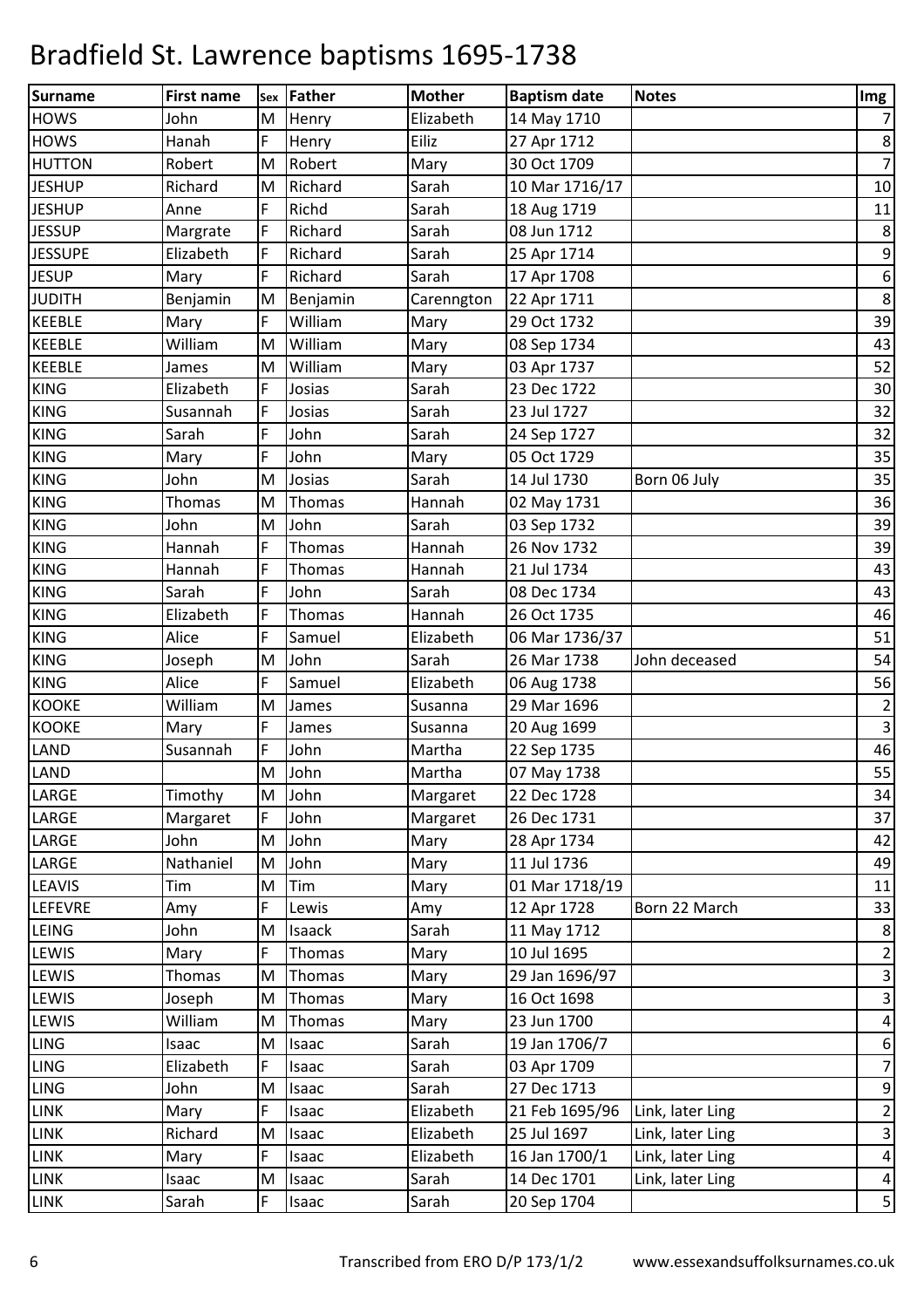# Bradfield St. Lawrence baptisms 1695-1738

| Surname | First name | Sex | Father | Mother | Baptism date | Notes | Img |
|---|---|---|---|---|---|---|---|
| HOWS | John | M | Henry | Elizabeth | 14 May 1710 | | 7 |
| HOWS | Hanah | F | Henry | Eiliz | 27 Apr 1712 | | 8 |
| HUTTON | Robert | M | Robert | Mary | 30 Oct 1709 | | 7 |
| JESHUP | Richard | M | Richard | Sarah | 10 Mar 1716/17 | | 10 |
| JESHUP | Anne | F | Richd | Sarah | 18 Aug 1719 | | 11 |
| JESSUP | Margrate | F | Richard | Sarah | 08 Jun 1712 | | 8 |
| JESSUPE | Elizabeth | F | Richard | Sarah | 25 Apr 1714 | | 9 |
| JESUP | Mary | F | Richard | Sarah | 17 Apr 1708 | | 6 |
| JUDITH | Benjamin | M | Benjamin | Carenngton | 22 Apr 1711 | | 8 |
| KEEBLE | Mary | F | William | Mary | 29 Oct 1732 | | 39 |
| KEEBLE | William | M | William | Mary | 08 Sep 1734 | | 43 |
| KEEBLE | James | M | William | Mary | 03 Apr 1737 | | 52 |
| KING | Elizabeth | F | Josias | Sarah | 23 Dec 1722 | | 30 |
| KING | Susannah | F | Josias | Sarah | 23 Jul 1727 | | 32 |
| KING | Sarah | F | John | Sarah | 24 Sep 1727 | | 32 |
| KING | Mary | F | John | Mary | 05 Oct 1729 | | 35 |
| KING | John | M | Josias | Sarah | 14 Jul 1730 | Born 06 July | 35 |
| KING | Thomas | M | Thomas | Hannah | 02 May 1731 | | 36 |
| KING | John | M | John | Sarah | 03 Sep 1732 | | 39 |
| KING | Hannah | F | Thomas | Hannah | 26 Nov 1732 | | 39 |
| KING | Hannah | F | Thomas | Hannah | 21 Jul 1734 | | 43 |
| KING | Sarah | F | John | Sarah | 08 Dec 1734 | | 43 |
| KING | Elizabeth | F | Thomas | Hannah | 26 Oct 1735 | | 46 |
| KING | Alice | F | Samuel | Elizabeth | 06 Mar 1736/37 | | 51 |
| KING | Joseph | M | John | Sarah | 26 Mar 1738 | John deceased | 54 |
| KING | Alice | F | Samuel | Elizabeth | 06 Aug 1738 | | 56 |
| KOOKE | William | M | James | Susanna | 29 Mar 1696 | | 2 |
| KOOKE | Mary | F | James | Susanna | 20 Aug 1699 | | 3 |
| LAND | Susannah | F | John | Martha | 22 Sep 1735 | | 46 |
| LAND | | M | John | Martha | 07 May 1738 | | 55 |
| LARGE | Timothy | M | John | Margaret | 22 Dec 1728 | | 34 |
| LARGE | Margaret | F | John | Margaret | 26 Dec 1731 | | 37 |
| LARGE | John | M | John | Mary | 28 Apr 1734 | | 42 |
| LARGE | Nathaniel | M | John | Mary | 11 Jul 1736 | | 49 |
| LEAVIS | Tim | M | Tim | Mary | 01 Mar 1718/19 | | 11 |
| LEFEVRE | Amy | F | Lewis | Amy | 12 Apr 1728 | Born 22 March | 33 |
| LEING | John | M | Isaack | Sarah | 11 May 1712 | | 8 |
| LEWIS | Mary | F | Thomas | Mary | 10 Jul 1695 | | 2 |
| LEWIS | Thomas | M | Thomas | Mary | 29 Jan 1696/97 | | 3 |
| LEWIS | Joseph | M | Thomas | Mary | 16 Oct 1698 | | 3 |
| LEWIS | William | M | Thomas | Mary | 23 Jun 1700 | | 4 |
| LING | Isaac | M | Isaac | Sarah | 19 Jan 1706/7 | | 6 |
| LING | Elizabeth | F | Isaac | Sarah | 03 Apr 1709 | | 7 |
| LING | John | M | Isaac | Sarah | 27 Dec 1713 | | 9 |
| LINK | Mary | F | Isaac | Elizabeth | 21 Feb 1695/96 | Link, later Ling | 2 |
| LINK | Richard | M | Isaac | Elizabeth | 25 Jul 1697 | Link, later Ling | 3 |
| LINK | Mary | F | Isaac | Elizabeth | 16 Jan 1700/1 | Link, later Ling | 4 |
| LINK | Isaac | M | Isaac | Sarah | 14 Dec 1701 | Link, later Ling | 4 |
| LINK | Sarah | F | Isaac | Sarah | 20 Sep 1704 | | 5 |

Transcribed from ERO D/P 173/1/2 www.essexandsuffolksurnames.co.uk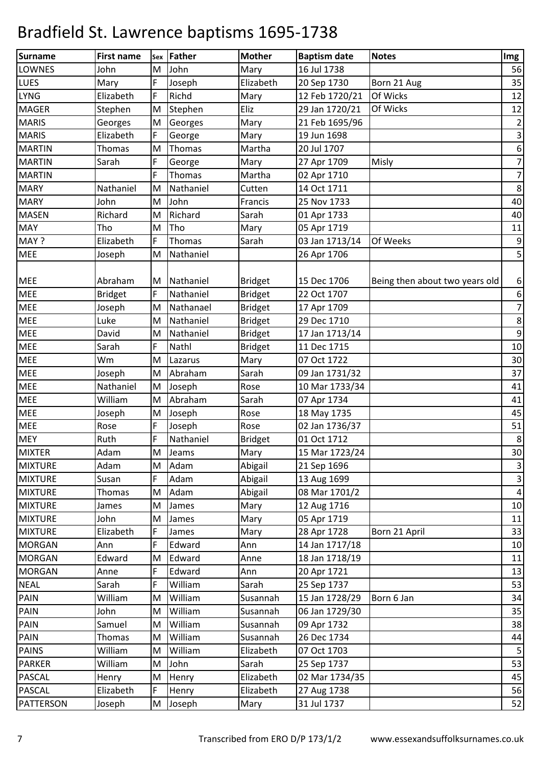# Bradfield St. Lawrence baptisms 1695-1738

| Surname | First name | Sex | Father | Mother | Baptism date | Notes | Img |
|---|---|---|---|---|---|---|---|
| LOWNES | John | M | John | Mary | 16 Jul 1738 | | 56 |
| LUES | Mary | F | Joseph | Elizabeth | 20 Sep 1730 | Born 21 Aug | 35 |
| LYNG | Elizabeth | F | Richd | Mary | 12 Feb 1720/21 | Of Wicks | 12 |
| MAGER | Stephen | M | Stephen | Eliz | 29 Jan 1720/21 | Of Wicks | 12 |
| MARIS | Georges | M | Georges | Mary | 21 Feb 1695/96 | | 2 |
| MARIS | Elizabeth | F | George | Mary | 19 Jun 1698 | | 3 |
| MARTIN | Thomas | M | Thomas | Martha | 20 Jul 1707 | | 6 |
| MARTIN | Sarah | F | George | Mary | 27 Apr 1709 | Misly | 7 |
| MARTIN | | F | Thomas | Martha | 02 Apr 1710 | | 7 |
| MARY | Nathaniel | M | Nathaniel | Cutten | 14 Oct 1711 | | 8 |
| MARY | John | M | John | Francis | 25 Nov 1733 | | 40 |
| MASEN | Richard | M | Richard | Sarah | 01 Apr 1733 | | 40 |
| MAY | Tho | M | Tho | Mary | 05 Apr 1719 | | 11 |
| MAY ? | Elizabeth | F | Thomas | Sarah | 03 Jan 1713/14 | Of Weeks | 9 |
| MEE | Joseph | M | Nathaniel | | 26 Apr 1706 | | 5 |
| MEE | Abraham | M | Nathaniel | Bridget | 15 Dec 1706 | Being then about two years old | 6 |
| MEE | Bridget | F | Nathaniel | Bridget | 22 Oct 1707 | | 6 |
| MEE | Joseph | M | Nathanael | Bridget | 17 Apr 1709 | | 7 |
| MEE | Luke | M | Nathaniel | Bridget | 29 Dec 1710 | | 8 |
| MEE | David | M | Nathaniel | Bridget | 17 Jan 1713/14 | | 9 |
| MEE | Sarah | F | Nathl | Bridget | 11 Dec 1715 | | 10 |
| MEE | Wm | M | Lazarus | Mary | 07 Oct 1722 | | 30 |
| MEE | Joseph | M | Abraham | Sarah | 09 Jan 1731/32 | | 37 |
| MEE | Nathaniel | M | Joseph | Rose | 10 Mar 1733/34 | | 41 |
| MEE | William | M | Abraham | Sarah | 07 Apr 1734 | | 41 |
| MEE | Joseph | M | Joseph | Rose | 18 May 1735 | | 45 |
| MEE | Rose | F | Joseph | Rose | 02 Jan 1736/37 | | 51 |
| MEY | Ruth | F | Nathaniel | Bridget | 01 Oct 1712 | | 8 |
| MIXTER | Adam | M | Jeams | Mary | 15 Mar 1723/24 | | 30 |
| MIXTURE | Adam | M | Adam | Abigail | 21 Sep 1696 | | 3 |
| MIXTURE | Susan | F | Adam | Abigail | 13 Aug 1699 | | 3 |
| MIXTURE | Thomas | M | Adam | Abigail | 08 Mar 1701/2 | | 4 |
| MIXTURE | James | M | James | Mary | 12 Aug 1716 | | 10 |
| MIXTURE | John | M | James | Mary | 05 Apr 1719 | | 11 |
| MIXTURE | Elizabeth | F | James | Mary | 28 Apr 1728 | Born 21 April | 33 |
| MORGAN | Ann | F | Edward | Ann | 14 Jan 1717/18 | | 10 |
| MORGAN | Edward | M | Edward | Anne | 18 Jan 1718/19 | | 11 |
| MORGAN | Anne | F | Edward | Ann | 20 Apr 1721 | | 13 |
| NEAL | Sarah | F | William | Sarah | 25 Sep 1737 | | 53 |
| PAIN | William | M | William | Susannah | 15 Jan 1728/29 | Born 6 Jan | 34 |
| PAIN | John | M | William | Susannah | 06 Jan 1729/30 | | 35 |
| PAIN | Samuel | M | William | Susannah | 09 Apr 1732 | | 38 |
| PAIN | Thomas | M | William | Susannah | 26 Dec 1734 | | 44 |
| PAINS | William | M | William | Elizabeth | 07 Oct 1703 | | 5 |
| PARKER | William | M | John | Sarah | 25 Sep 1737 | | 53 |
| PASCAL | Henry | M | Henry | Elizabeth | 02 Mar 1734/35 | | 45 |
| PASCAL | Elizabeth | F | Henry | Elizabeth | 27 Aug 1738 | | 56 |
| PATTERSON | Joseph | M | Joseph | Mary | 31 Jul 1737 | | 52 |

Transcribed from ERO D/P 173/1/2 www.essexandsuffolksurnames.co.uk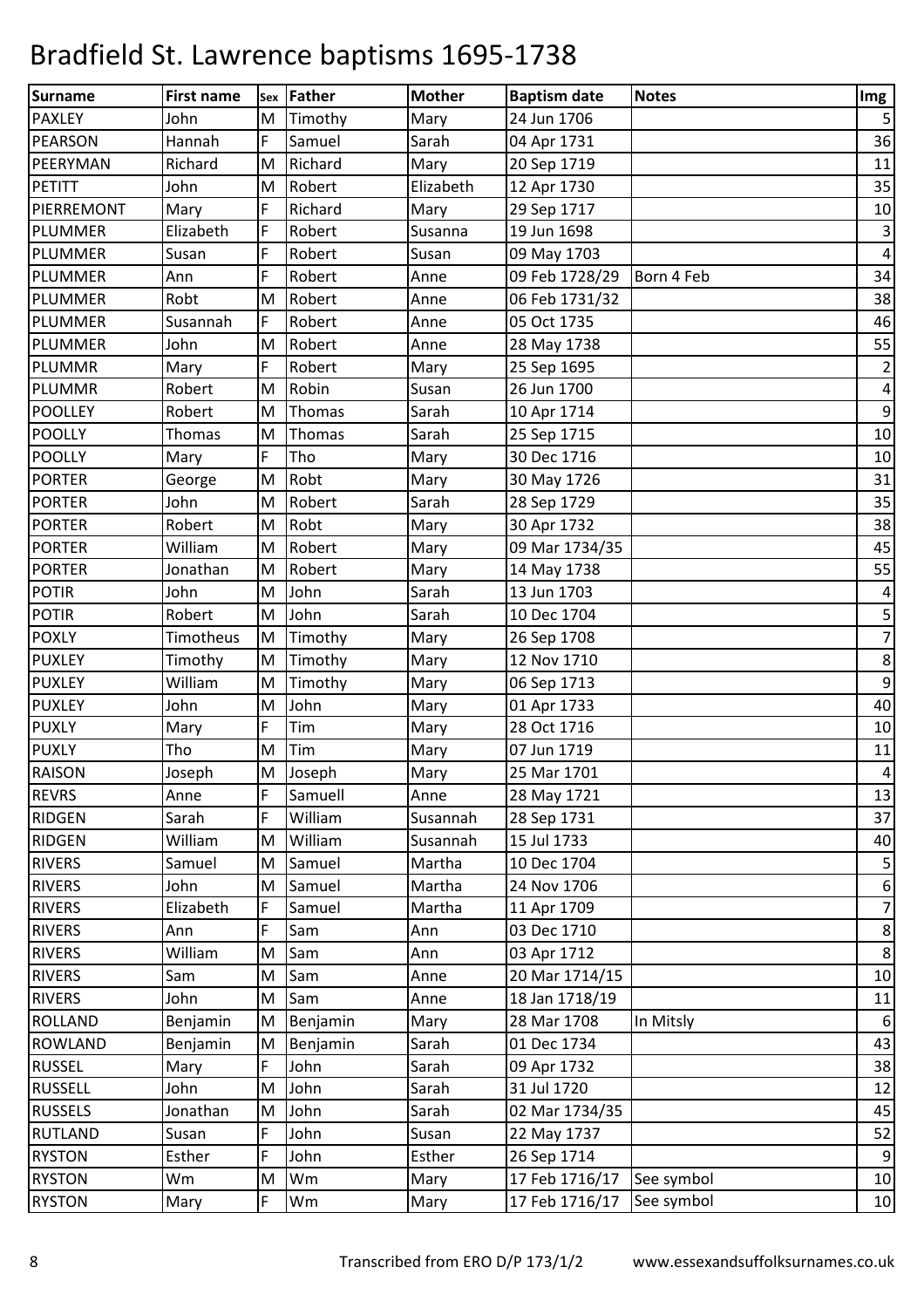# Bradfield St. Lawrence baptisms 1695-1738

| Surname | First name | Sex | Father | Mother | Baptism date | Notes | Img |
|---|---|---|---|---|---|---|---|
| PAXLEY | John | M | Timothy | Mary | 24 Jun 1706 | | 5 |
| PEARSON | Hannah | F | Samuel | Sarah | 04 Apr 1731 | | 36 |
| PEERYMAN | Richard | M | Richard | Mary | 20 Sep 1719 | | 11 |
| PETITT | John | M | Robert | Elizabeth | 12 Apr 1730 | | 35 |
| PIERREMONT | Mary | F | Richard | Mary | 29 Sep 1717 | | 10 |
| PLUMMER | Elizabeth | F | Robert | Susanna | 19 Jun 1698 | | 3 |
| PLUMMER | Susan | F | Robert | Susan | 09 May 1703 | | 4 |
| PLUMMER | Ann | F | Robert | Anne | 09 Feb 1728/29 | Born 4 Feb | 34 |
| PLUMMER | Robt | M | Robert | Anne | 06 Feb 1731/32 | | 38 |
| PLUMMER | Susannah | F | Robert | Anne | 05 Oct 1735 | | 46 |
| PLUMMER | John | M | Robert | Anne | 28 May 1738 | | 55 |
| PLUMMR | Mary | F | Robert | Mary | 25 Sep 1695 | | 2 |
| PLUMMR | Robert | M | Robin | Susan | 26 Jun 1700 | | 4 |
| POOLLEY | Robert | M | Thomas | Sarah | 10 Apr 1714 | | 9 |
| POOLLY | Thomas | M | Thomas | Sarah | 25 Sep 1715 | | 10 |
| POOLLY | Mary | F | Tho | Mary | 30 Dec 1716 | | 10 |
| PORTER | George | M | Robt | Mary | 30 May 1726 | | 31 |
| PORTER | John | M | Robert | Sarah | 28 Sep 1729 | | 35 |
| PORTER | Robert | M | Robt | Mary | 30 Apr 1732 | | 38 |
| PORTER | William | M | Robert | Mary | 09 Mar 1734/35 | | 45 |
| PORTER | Jonathan | M | Robert | Mary | 14 May 1738 | | 55 |
| POTIR | John | M | John | Sarah | 13 Jun 1703 | | 4 |
| POTIR | Robert | M | John | Sarah | 10 Dec 1704 | | 5 |
| POXLY | Timotheus | M | Timothy | Mary | 26 Sep 1708 | | 7 |
| PUXLEY | Timothy | M | Timothy | Mary | 12 Nov 1710 | | 8 |
| PUXLEY | William | M | Timothy | Mary | 06 Sep 1713 | | 9 |
| PUXLEY | John | M | John | Mary | 01 Apr 1733 | | 40 |
| PUXLY | Mary | F | Tim | Mary | 28 Oct 1716 | | 10 |
| PUXLY | Tho | M | Tim | Mary | 07 Jun 1719 | | 11 |
| RAISON | Joseph | M | Joseph | Mary | 25 Mar 1701 | | 4 |
| REVRS | Anne | F | Samuell | Anne | 28 May 1721 | | 13 |
| RIDGEN | Sarah | F | William | Susannah | 28 Sep 1731 | | 37 |
| RIDGEN | William | M | William | Susannah | 15 Jul 1733 | | 40 |
| RIVERS | Samuel | M | Samuel | Martha | 10 Dec 1704 | | 5 |
| RIVERS | John | M | Samuel | Martha | 24 Nov 1706 | | 6 |
| RIVERS | Elizabeth | F | Samuel | Martha | 11 Apr 1709 | | 7 |
| RIVERS | Ann | F | Sam | Ann | 03 Dec 1710 | | 8 |
| RIVERS | William | M | Sam | Ann | 03 Apr 1712 | | 8 |
| RIVERS | Sam | M | Sam | Anne | 20 Mar 1714/15 | | 10 |
| RIVERS | John | M | Sam | Anne | 18 Jan 1718/19 | | 11 |
| ROLLAND | Benjamin | M | Benjamin | Mary | 28 Mar 1708 | In Mitsly | 6 |
| ROWLAND | Benjamin | M | Benjamin | Sarah | 01 Dec 1734 | | 43 |
| RUSSEL | Mary | F | John | Sarah | 09 Apr 1732 | | 38 |
| RUSSELL | John | M | John | Sarah | 31 Jul 1720 | | 12 |
| RUSSELS | Jonathan | M | John | Sarah | 02 Mar 1734/35 | | 45 |
| RUTLAND | Susan | F | John | Susan | 22 May 1737 | | 52 |
| RYSTON | Esther | F | John | Esther | 26 Sep 1714 | | 9 |
| RYSTON | Wm | M | Wm | Mary | 17 Feb 1716/17 | See symbol | 10 |
| RYSTON | Mary | F | Wm | Mary | 17 Feb 1716/17 | See symbol | 10 |

Transcribed from ERO D/P 173/1/2 www.essexandsuffolksurnames.co.uk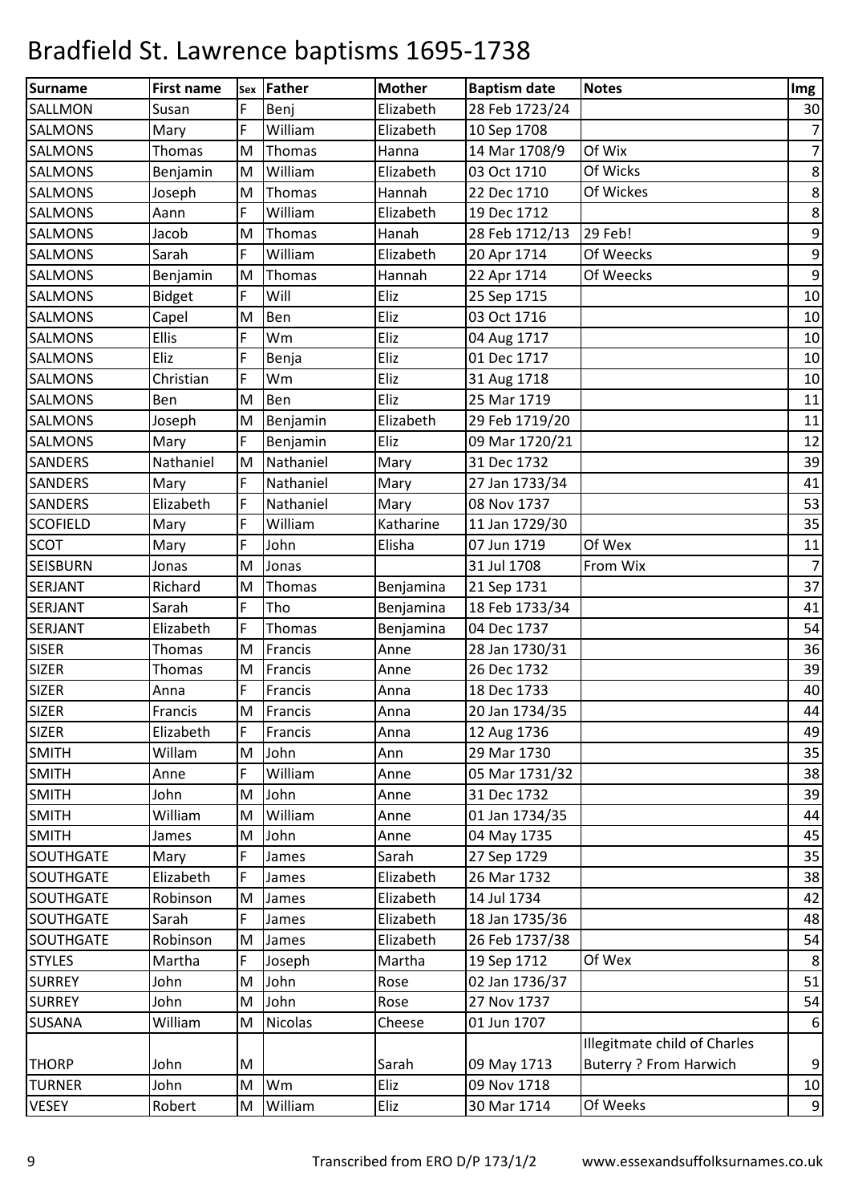# Bradfield St. Lawrence baptisms 1695-1738

| Surname | First name | Sex | Father | Mother | Baptism date | Notes | Img |
|---|---|---|---|---|---|---|---|
| SALLMON | Susan | F | Benj | Elizabeth | 28 Feb 1723/24 | | 30 |
| SALMONS | Mary | F | William | Elizabeth | 10 Sep 1708 | | 7 |
| SALMONS | Thomas | M | Thomas | Hanna | 14 Mar 1708/9 | Of Wix | 7 |
| SALMONS | Benjamin | M | William | Elizabeth | 03 Oct 1710 | Of Wicks | 8 |
| SALMONS | Joseph | M | Thomas | Hannah | 22 Dec 1710 | Of Wickes | 8 |
| SALMONS | Aann | F | William | Elizabeth | 19 Dec 1712 | | 8 |
| SALMONS | Jacob | M | Thomas | Hanah | 28 Feb 1712/13 | 29 Feb! | 9 |
| SALMONS | Sarah | F | William | Elizabeth | 20 Apr 1714 | Of Weecks | 9 |
| SALMONS | Benjamin | M | Thomas | Hannah | 22 Apr 1714 | Of Weecks | 9 |
| SALMONS | Bidget | F | Will | Eliz | 25 Sep 1715 | | 10 |
| SALMONS | Capel | M | Ben | Eliz | 03 Oct 1716 | | 10 |
| SALMONS | Ellis | F | Wm | Eliz | 04 Aug 1717 | | 10 |
| SALMONS | Eliz | F | Benja | Eliz | 01 Dec 1717 | | 10 |
| SALMONS | Christian | F | Wm | Eliz | 31 Aug 1718 | | 10 |
| SALMONS | Ben | M | Ben | Eliz | 25 Mar 1719 | | 11 |
| SALMONS | Joseph | M | Benjamin | Elizabeth | 29 Feb 1719/20 | | 11 |
| SALMONS | Mary | F | Benjamin | Eliz | 09 Mar 1720/21 | | 12 |
| SANDERS | Nathaniel | M | Nathaniel | Mary | 31 Dec 1732 | | 39 |
| SANDERS | Mary | F | Nathaniel | Mary | 27 Jan 1733/34 | | 41 |
| SANDERS | Elizabeth | F | Nathaniel | Mary | 08 Nov 1737 | | 53 |
| SCOFIELD | Mary | F | William | Katharine | 11 Jan 1729/30 | | 35 |
| SCOT | Mary | F | John | Elisha | 07 Jun 1719 | Of Wex | 11 |
| SEISBURN | Jonas | M | Jonas | | 31 Jul 1708 | From Wix | 7 |
| SERJANT | Richard | M | Thomas | Benjamina | 21 Sep 1731 | | 37 |
| SERJANT | Sarah | F | Tho | Benjamina | 18 Feb 1733/34 | | 41 |
| SERJANT | Elizabeth | F | Thomas | Benjamina | 04 Dec 1737 | | 54 |
| SISER | Thomas | M | Francis | Anne | 28 Jan 1730/31 | | 36 |
| SIZER | Thomas | M | Francis | Anne | 26 Dec 1732 | | 39 |
| SIZER | Anna | F | Francis | Anna | 18 Dec 1733 | | 40 |
| SIZER | Francis | M | Francis | Anna | 20 Jan 1734/35 | | 44 |
| SIZER | Elizabeth | F | Francis | Anna | 12 Aug 1736 | | 49 |
| SMITH | Willam | M | John | Ann | 29 Mar 1730 | | 35 |
| SMITH | Anne | F | William | Anne | 05 Mar 1731/32 | | 38 |
| SMITH | John | M | John | Anne | 31 Dec 1732 | | 39 |
| SMITH | William | M | William | Anne | 01 Jan 1734/35 | | 44 |
| SMITH | James | M | John | Anne | 04 May 1735 | | 45 |
| SOUTHGATE | Mary | F | James | Sarah | 27 Sep 1729 | | 35 |
| SOUTHGATE | Elizabeth | F | James | Elizabeth | 26 Mar 1732 | | 38 |
| SOUTHGATE | Robinson | M | James | Elizabeth | 14 Jul 1734 | | 42 |
| SOUTHGATE | Sarah | F | James | Elizabeth | 18 Jan 1735/36 | | 48 |
| SOUTHGATE | Robinson | M | James | Elizabeth | 26 Feb 1737/38 | | 54 |
| STYLES | Martha | F | Joseph | Martha | 19 Sep 1712 | Of Wex | 8 |
| SURREY | John | M | John | Rose | 02 Jan 1736/37 | | 51 |
| SURREY | John | M | John | Rose | 27 Nov 1737 | | 54 |
| SUSANA | William | M | Nicolas | Cheese | 01 Jun 1707 | | 6 |
| THORP | John | M | | Sarah | 09 May 1713 | Illegitmate child of Charles Buterry ? From Harwich | 9 |
| TURNER | John | M | Wm | Eliz | 09 Nov 1718 | | 10 |
| VESEY | Robert | M | William | Eliz | 30 Mar 1714 | Of Weeks | 9 |

Transcribed from ERO D/P 173/1/2 www.essexandsuffolksurnames.co.uk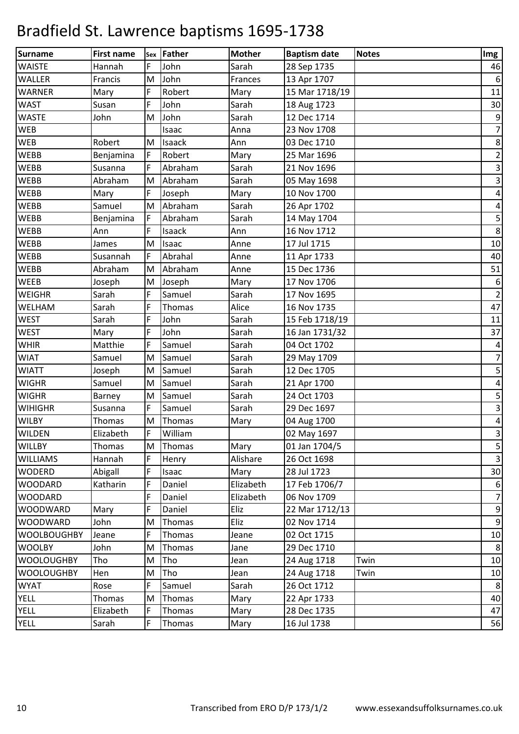# Bradfield St. Lawrence baptisms 1695-1738

| Surname | First name | Sex | Father | Mother | Baptism date | Notes | Img |
|---|---|---|---|---|---|---|---|
| WAISTE | Hannah | F | John | Sarah | 28 Sep 1735 | | 46 |
| WALLER | Francis | M | John | Frances | 13 Apr 1707 | | 6 |
| WARNER | Mary | F | Robert | Mary | 15 Mar 1718/19 | | 11 |
| WAST | Susan | F | John | Sarah | 18 Aug 1723 | | 30 |
| WASTE | John | M | John | Sarah | 12 Dec 1714 | | 9 |
| WEB | | | Isaac | Anna | 23 Nov 1708 | | 7 |
| WEB | Robert | M | Isaack | Ann | 03 Dec 1710 | | 8 |
| WEBB | Benjamina | F | Robert | Mary | 25 Mar 1696 | | 2 |
| WEBB | Susanna | F | Abraham | Sarah | 21 Nov 1696 | | 3 |
| WEBB | Abraham | M | Abraham | Sarah | 05 May 1698 | | 3 |
| WEBB | Mary | F | Joseph | Mary | 10 Nov 1700 | | 4 |
| WEBB | Samuel | M | Abraham | Sarah | 26 Apr 1702 | | 4 |
| WEBB | Benjamina | F | Abraham | Sarah | 14 May 1704 | | 5 |
| WEBB | Ann | F | Isaack | Ann | 16 Nov 1712 | | 8 |
| WEBB | James | M | Isaac | Anne | 17 Jul 1715 | | 10 |
| WEBB | Susannah | F | Abrahal | Anne | 11 Apr 1733 | | 40 |
| WEBB | Abraham | M | Abraham | Anne | 15 Dec 1736 | | 51 |
| WEEB | Joseph | M | Joseph | Mary | 17 Nov 1706 | | 6 |
| WEIGHR | Sarah | F | Samuel | Sarah | 17 Nov 1695 | | 2 |
| WELHAM | Sarah | F | Thomas | Alice | 16 Nov 1735 | | 47 |
| WEST | Sarah | F | John | Sarah | 15 Feb 1718/19 | | 11 |
| WEST | Mary | F | John | Sarah | 16 Jan 1731/32 | | 37 |
| WHIR | Matthie | F | Samuel | Sarah | 04 Oct 1702 | | 4 |
| WIAT | Samuel | M | Samuel | Sarah | 29 May 1709 | | 7 |
| WIATT | Joseph | M | Samuel | Sarah | 12 Dec 1705 | | 5 |
| WIGHR | Samuel | M | Samuel | Sarah | 21 Apr 1700 | | 4 |
| WIGHR | Barney | M | Samuel | Sarah | 24 Oct 1703 | | 5 |
| WIHIGHR | Susanna | F | Samuel | Sarah | 29 Dec 1697 | | 3 |
| WILBY | Thomas | M | Thomas | Mary | 04 Aug 1700 | | 4 |
| WILDEN | Elizabeth | F | William | | 02 May 1697 | | 3 |
| WILLBY | Thomas | M | Thomas | Mary | 01 Jan 1704/5 | | 5 |
| WILLIAMS | Hannah | F | Henry | Alishare | 26 Oct 1698 | | 3 |
| WODERD | Abigall | F | Isaac | Mary | 28 Jul 1723 | | 30 |
| WOODARD | Katharin | F | Daniel | Elizabeth | 17 Feb 1706/7 | | 6 |
| WOODARD | | F | Daniel | Elizabeth | 06 Nov 1709 | | 7 |
| WOODWARD | Mary | F | Daniel | Eliz | 22 Mar 1712/13 | | 9 |
| WOODWARD | John | M | Thomas | Eliz | 02 Nov 1714 | | 9 |
| WOOLBOUGHBY | Jeane | F | Thomas | Jeane | 02 Oct 1715 | | 10 |
| WOOLBY | John | M | Thomas | Jane | 29 Dec 1710 | | 8 |
| WOOLOUGHBY | Tho | M | Tho | Jean | 24 Aug 1718 | Twin | 10 |
| WOOLOUGHBY | Hen | M | Tho | Jean | 24 Aug 1718 | Twin | 10 |
| WYAT | Rose | F | Samuel | Sarah | 26 Oct 1712 | | 8 |
| YELL | Thomas | M | Thomas | Mary | 22 Apr 1733 | | 40 |
| YELL | Elizabeth | F | Thomas | Mary | 28 Dec 1735 | | 47 |
| YELL | Sarah | F | Thomas | Mary | 16 Jul 1738 | | 56 |

Transcribed from ERO D/P 173/1/2 www.essexandsuffolksurnames.co.uk